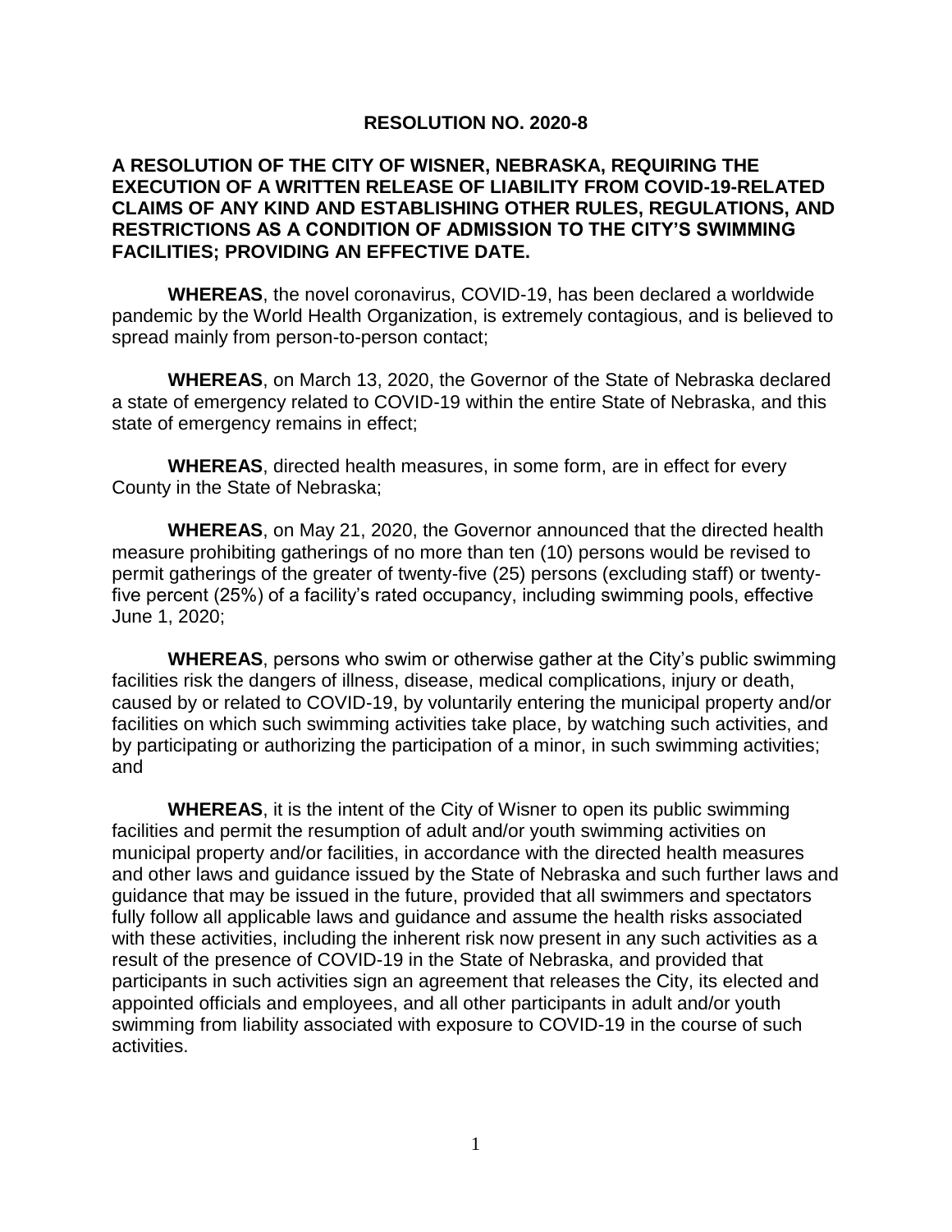# RESOLUTION NO. 2020-8

## A RESOLUTION OF THE CITY OF WISNER, NEBRASKA, REQUIRING THE EXECUTION OF A WRITTEN RELEASE OF LIABILITY FROM COVID-19-RELATED CLAIMS OF ANY KIND AND ESTABLISHING OTHER RULES, REGULATIONS, AND RESTRICTIONS AS A CONDITION OF ADMISSION TO THE CITY'S SWIMMING FACILITIES; PROVIDING AN EFFECTIVE DATE.

**WHEREAS**, the novel coronavirus, COVID-19, has been declared a worldwide pandemic by the World Health Organization, is extremely contagious, and is believed to spread mainly from person-to-person contact;

**WHEREAS**, on March 13, 2020, the Governor of the State of Nebraska declared a state of emergency related to COVID-19 within the entire State of Nebraska, and this state of emergency remains in effect;

**WHEREAS**, directed health measures, in some form, are in effect for every County in the State of Nebraska;

**WHEREAS**, on May 21, 2020, the Governor announced that the directed health measure prohibiting gatherings of no more than ten (10) persons would be revised to permit gatherings of the greater of twenty-five (25) persons (excluding staff) or twenty-five percent (25%) of a facility's rated occupancy, including swimming pools, effective June 1, 2020;

**WHEREAS**, persons who swim or otherwise gather at the City's public swimming facilities risk the dangers of illness, disease, medical complications, injury or death, caused by or related to COVID-19, by voluntarily entering the municipal property and/or facilities on which such swimming activities take place, by watching such activities, and by participating or authorizing the participation of a minor, in such swimming activities; and

**WHEREAS**, it is the intent of the City of Wisner to open its public swimming facilities and permit the resumption of adult and/or youth swimming activities on municipal property and/or facilities, in accordance with the directed health measures and other laws and guidance issued by the State of Nebraska and such further laws and guidance that may be issued in the future, provided that all swimmers and spectators fully follow all applicable laws and guidance and assume the health risks associated with these activities, including the inherent risk now present in any such activities as a result of the presence of COVID-19 in the State of Nebraska, and provided that participants in such activities sign an agreement that releases the City, its elected and appointed officials and employees, and all other participants in adult and/or youth swimming from liability associated with exposure to COVID-19 in the course of such activities.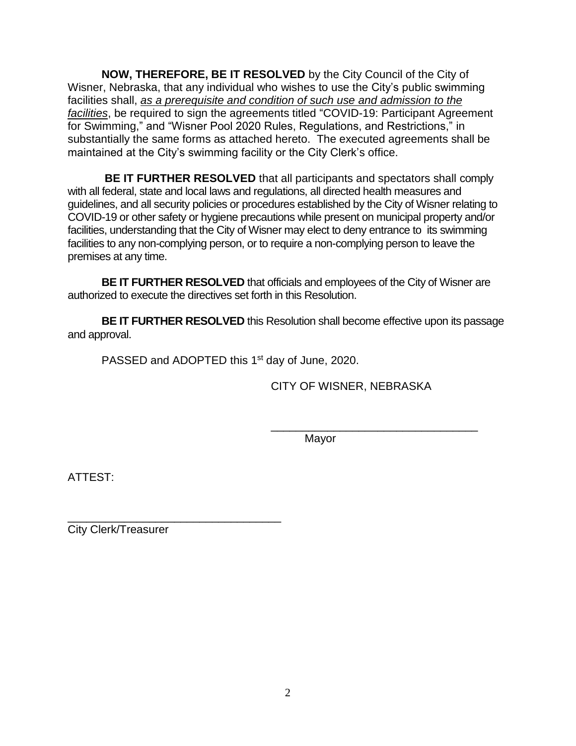**NOW, THEREFORE, BE IT RESOLVED** by the City Council of the City of Wisner, Nebraska, that any individual who wishes to use the City's public swimming facilities shall, *as a prerequisite and condition of such use and admission to the facilities*, be required to sign the agreements titled "COVID-19: Participant Agreement for Swimming," and "Wisner Pool 2020 Rules, Regulations, and Restrictions," in substantially the same forms as attached hereto. The executed agreements shall be maintained at the City's swimming facility or the City Clerk's office.

**BE IT FURTHER RESOLVED** that all participants and spectators shall comply with all federal, state and local laws and regulations, all directed health measures and guidelines, and all security policies or procedures established by the City of Wisner relating to COVID-19 or other safety or hygiene precautions while present on municipal property and/or facilities, understanding that the City of Wisner may elect to deny entrance to its swimming facilities to any non-complying person, or to require a non-complying person to leave the premises at any time.

**BE IT FURTHER RESOLVED** that officials and employees of the City of Wisner are authorized to execute the directives set forth in this Resolution.

**BE IT FURTHER RESOLVED** this Resolution shall become effective upon its passage and approval.

PASSED and ADOPTED this 1st day of June, 2020.

CITY OF WISNER, NEBRASKA

\_\_\_\_\_\_\_\_\_\_\_\_\_\_\_\_\_\_\_\_\_\_\_\_\_\_\_\_\_\_\_\_\_\_
Mayor

ATTEST:

\_\_\_\_\_\_\_\_\_\_\_\_\_\_\_\_\_\_\_\_\_\_\_\_\_\_\_\_\_\_\_\_\_\_
City Clerk/Treasurer